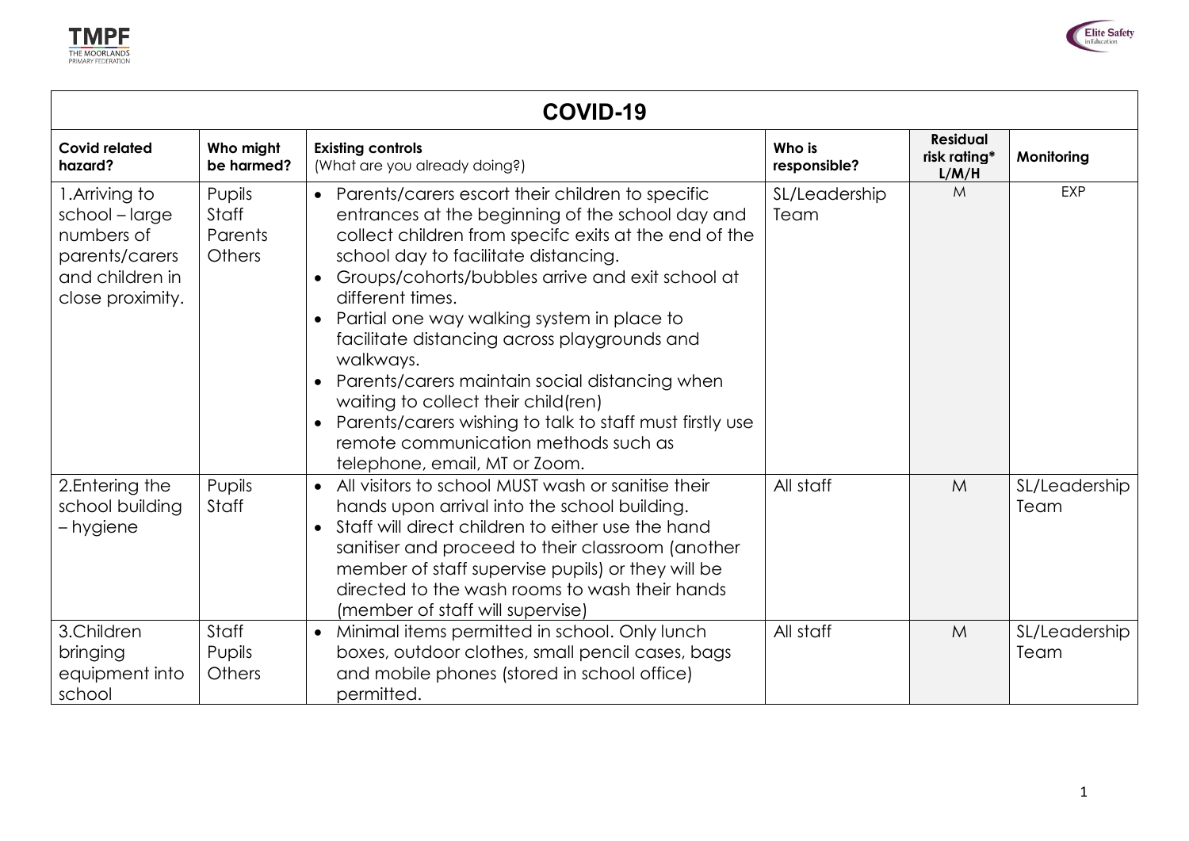# COVID-19

| Covid related hazard? | Who might be harmed? | Existing controls (What are you already doing?) | Who is responsible? | Residual risk rating* L/M/H | Monitoring |
|---|---|---|---|---|---|
| 1.Arriving to school – large numbers of parents/carers and children in close proximity. | Pupils<br>Staff<br>Parents<br>Others | • Parents/carers escort their children to specific entrances at the beginning of the school day and collect children from specifc exits at the end of the school day to facilitate distancing.<br>• Groups/cohorts/bubbles arrive and exit school at different times.<br>• Partial one way walking system in place to facilitate distancing across playgrounds and walkways.<br>• Parents/carers maintain social distancing when waiting to collect their child(ren)<br>• Parents/carers wishing to talk to staff must firstly use remote communication methods such as telephone, email, MT or Zoom. | SL/Leadership Team | M | EXP |
| 2.Entering the school building – hygiene | Pupils<br>Staff | • All visitors to school MUST wash or sanitise their hands upon arrival into the school building.<br>• Staff will direct children to either use the hand sanitiser and proceed to their classroom (another member of staff supervise pupils) or they will be directed to the wash rooms to wash their hands (member of staff will supervise) | All staff | M | SL/Leadership Team |
| 3.Children bringing equipment into school | Staff<br>Pupils<br>Others | • Minimal items permitted in school. Only lunch boxes, outdoor clothes, small pencil cases, bags and mobile phones (stored in school office) permitted. | All staff | M | SL/Leadership Team |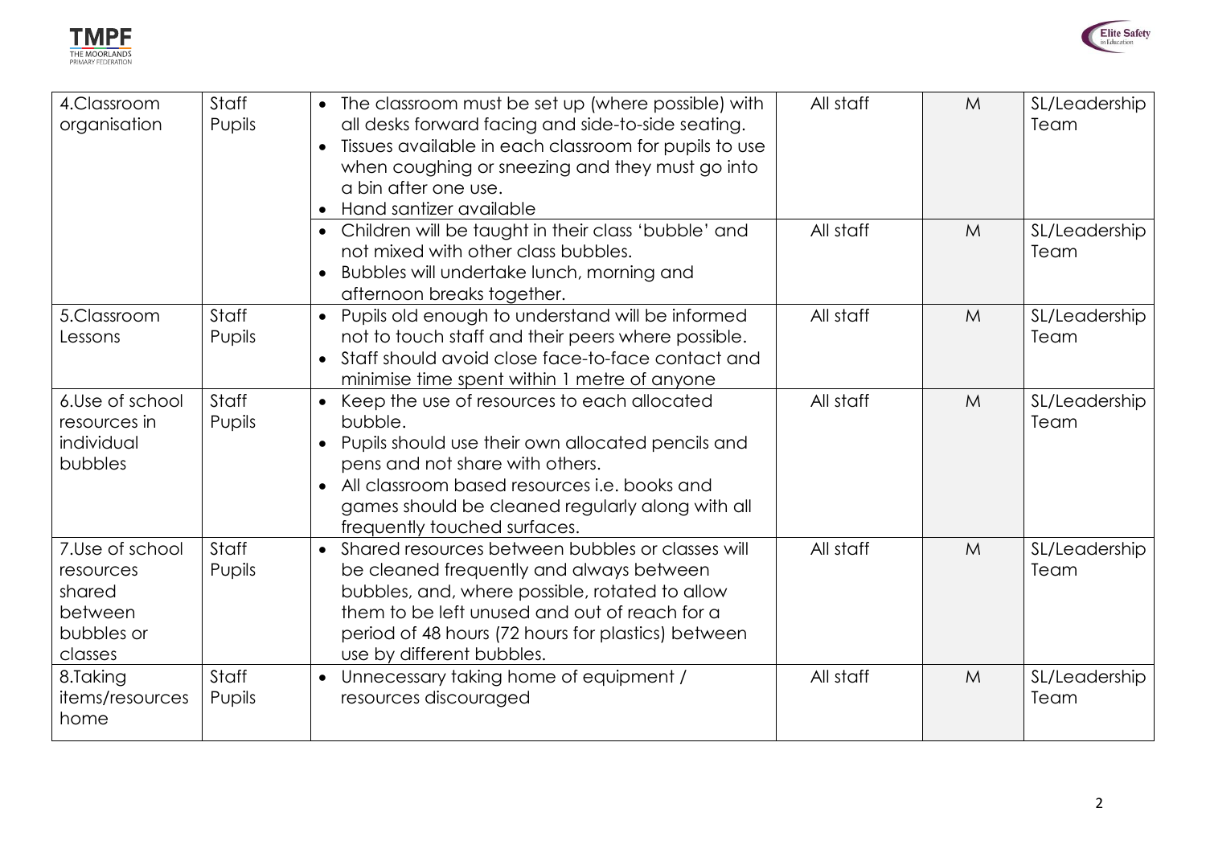| 4.Classroom organisation | Staff<br>Pupils | • The classroom must be set up (where possible) with all desks forward facing and side-to-side seating.<br>• Tissues available in each classroom for pupils to use when coughing or sneezing and they must go into a bin after one use.<br>• Hand santizer available | All staff | M | SL/Leadership Team |
|---|---|---|---|---|---|
| | | • Children will be taught in their class 'bubble' and not mixed with other class bubbles.<br>• Bubbles will undertake lunch, morning and afternoon breaks together. | All staff | M | SL/Leadership Team |
| 5.Classroom Lessons | Staff<br>Pupils | • Pupils old enough to understand will be informed not to touch staff and their peers where possible.<br>• Staff should avoid close face-to-face contact and minimise time spent within 1 metre of anyone | All staff | M | SL/Leadership Team |
| 6.Use of school resources in individual bubbles | Staff<br>Pupils | • Keep the use of resources to each allocated bubble.<br>• Pupils should use their own allocated pencils and pens and not share with others.<br>• All classroom based resources i.e. books and games should be cleaned regularly along with all frequently touched surfaces. | All staff | M | SL/Leadership Team |
| 7.Use of school resources shared between bubbles or classes | Staff<br>Pupils | • Shared resources between bubbles or classes will be cleaned frequently and always between bubbles, and, where possible, rotated to allow them to be left unused and out of reach for a period of 48 hours (72 hours for plastics) between use by different bubbles. | All staff | M | SL/Leadership Team |
| 8.Taking items/resources home | Staff<br>Pupils | • Unnecessary taking home of equipment / resources discouraged | All staff | M | SL/Leadership Team |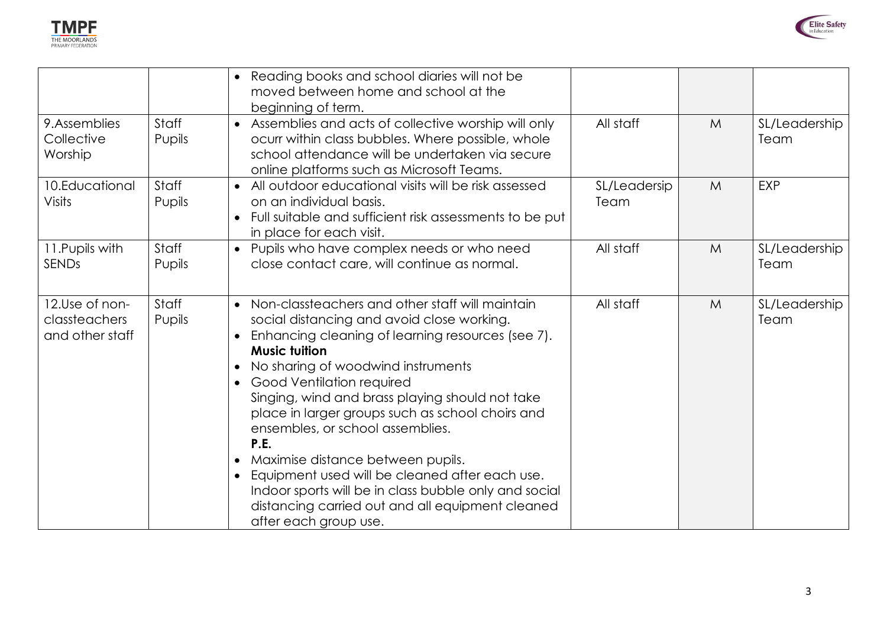| | | | | | |
|---|---|---|---|---|---|
| | | • Reading books and school diaries will not be moved between home and school at the beginning of term. | | | |
| 9.Assemblies Collective Worship | Staff Pupils | • Assemblies and acts of collective worship will only ocurr within class bubbles. Where possible, whole school attendance will be undertaken via secure online platforms such as Microsoft Teams. | All staff | M | SL/Leadership Team |
| 10.Educational Visits | Staff Pupils | • All outdoor educational visits will be risk assessed on an individual basis.<br>• Full suitable and sufficient risk assessments to be put in place for each visit. | SL/Leadersip Team | M | EXP |
| 11.Pupils with SENDs | Staff Pupils | • Pupils who have complex needs or who need close contact care, will continue as normal. | All staff | M | SL/Leadership Team |
| 12.Use of non-classteachers and other staff | Staff Pupils | • Non-classteachers and other staff will maintain social distancing and avoid close working.<br>• Enhancing cleaning of learning resources (see 7).<br>**Music tuition**<br>• No sharing of woodwind instruments<br>• Good Ventilation required<br>Singing, wind and brass playing should not take place in larger groups such as school choirs and ensembles, or school assemblies.<br>**P.E.**<br>• Maximise distance between pupils.<br>• Equipment used will be cleaned after each use.<br>Indoor sports will be in class bubble only and social distancing carried out and all equipment cleaned after each group use. | All staff | M | SL/Leadership Team |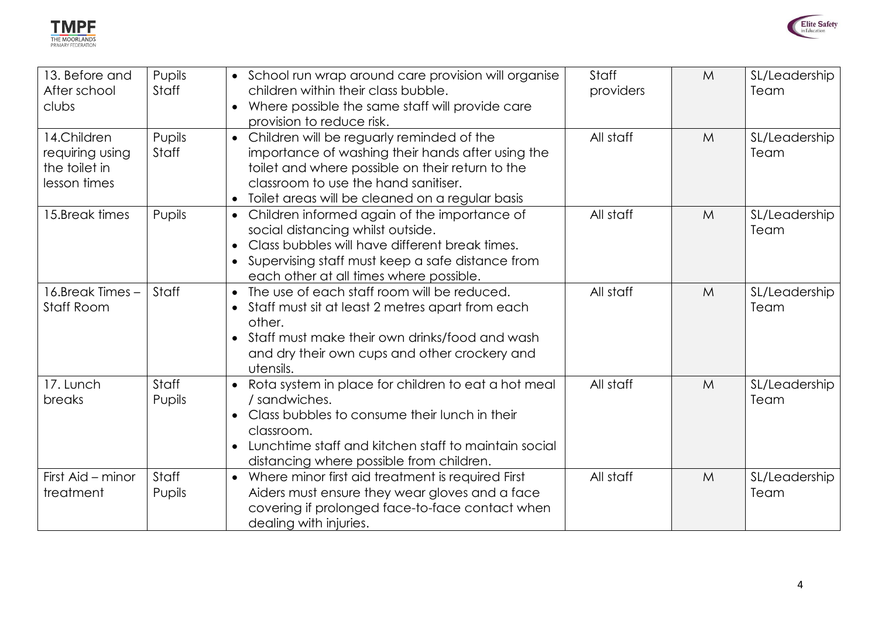| 13. Before and After school clubs | Pupils Staff | • School run wrap around care provision will organise children within their class bubble. • Where possible the same staff will provide care provision to reduce risk. | Staff providers | M | SL/Leadership Team |
|---|---|---|---|---|---|
| 14.Children requiring using the toilet in lesson times | Pupils Staff | • Children will be reguarly reminded of the importance of washing their hands after using the toilet and where possible on their return to the classroom to use the hand sanitiser. • Toilet areas will be cleaned on a regular basis | All staff | M | SL/Leadership Team |
| 15.Break times | Pupils | • Children informed again of the importance of social distancing whilst outside. • Class bubbles will have different break times. • Supervising staff must keep a safe distance from each other at all times where possible. | All staff | M | SL/Leadership Team |
| 16.Break Times – Staff Room | Staff | • The use of each staff room will be reduced. • Staff must sit at least 2 metres apart from each other. • Staff must make their own drinks/food and wash and dry their own cups and other crockery and utensils. | All staff | M | SL/Leadership Team |
| 17. Lunch breaks | Staff Pupils | • Rota system in place for children to eat a hot meal / sandwiches. • Class bubbles to consume their lunch in their classroom. • Lunchtime staff and kitchen staff to maintain social distancing where possible from children. | All staff | M | SL/Leadership Team |
| First Aid – minor treatment | Staff Pupils | • Where minor first aid treatment is required First Aiders must ensure they wear gloves and a face covering if prolonged face-to-face contact when dealing with injuries. | All staff | M | SL/Leadership Team |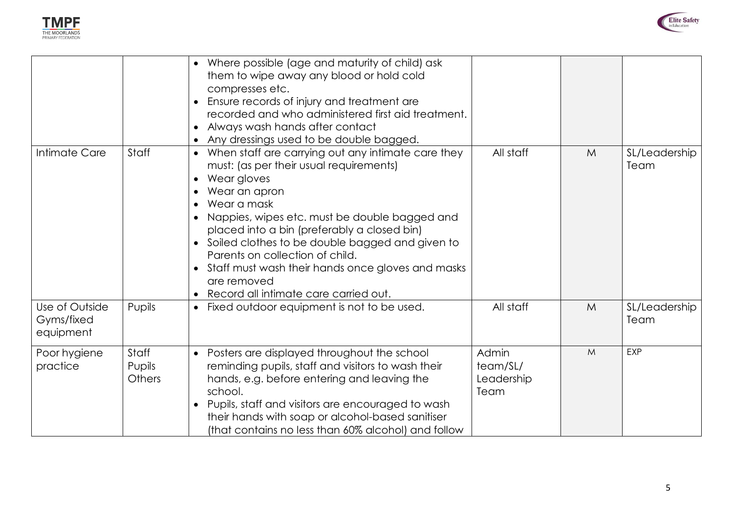| | | | | | |
|---|---|---|---|---|---|
| | | • Where possible (age and maturity of child) ask them to wipe away any blood or hold cold compresses etc.<br>• Ensure records of injury and treatment are recorded and who administered first aid treatment.<br>• Always wash hands after contact<br>• Any dressings used to be double bagged. | | | |
| Intimate Care | Staff | • When staff are carrying out any intimate care they must: (as per their usual requirements)<br>• Wear gloves<br>• Wear an apron<br>• Wear a mask<br>• Nappies, wipes etc. must be double bagged and placed into a bin (preferably a closed bin)<br>• Soiled clothes to be double bagged and given to Parents on collection of child.<br>• Staff must wash their hands once gloves and masks are removed<br>• Record all intimate care carried out. | All staff | M | SL/Leadership Team |
| Use of Outside Gyms/fixed equipment | Pupils | • Fixed outdoor equipment is not to be used. | All staff | M | SL/Leadership Team |
| Poor hygiene practice | Staff<br>Pupils<br>Others | • Posters are displayed throughout the school reminding pupils, staff and visitors to wash their hands, e.g. before entering and leaving the school.<br>• Pupils, staff and visitors are encouraged to wash their hands with soap or alcohol-based sanitiser (that contains no less than 60% alcohol) and follow | Admin team/SL/ Leadership Team | M | EXP |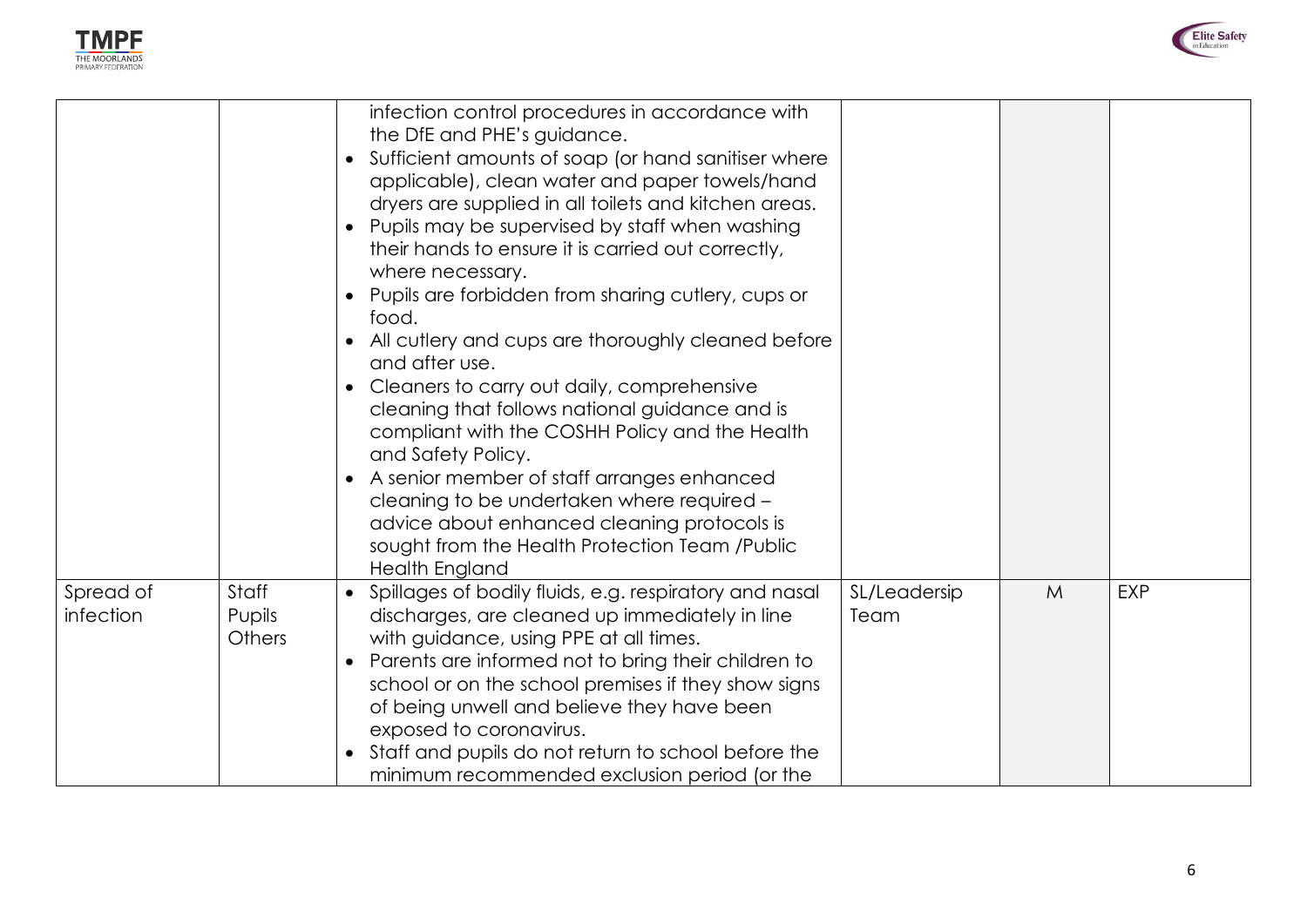| | | | | | |
|---|---|---|---|---|---|
| | | infection control procedures in accordance with the DfE and PHE's guidance.<br>• Sufficient amounts of soap (or hand sanitiser where applicable), clean water and paper towels/hand dryers are supplied in all toilets and kitchen areas.<br>• Pupils may be supervised by staff when washing their hands to ensure it is carried out correctly, where necessary.<br>• Pupils are forbidden from sharing cutlery, cups or food.<br>• All cutlery and cups are thoroughly cleaned before and after use.<br>• Cleaners to carry out daily, comprehensive cleaning that follows national guidance and is compliant with the COSHH Policy and the Health and Safety Policy.<br>• A senior member of staff arranges enhanced cleaning to be undertaken where required – advice about enhanced cleaning protocols is sought from the Health Protection Team /Public Health England | | | |
| Spread of infection | Staff<br>Pupils<br>Others | • Spillages of bodily fluids, e.g. respiratory and nasal discharges, are cleaned up immediately in line with guidance, using PPE at all times.<br>• Parents are informed not to bring their children to school or on the school premises if they show signs of being unwell and believe they have been exposed to coronavirus.<br>• Staff and pupils do not return to school before the minimum recommended exclusion period (or the | SL/Leadersip Team | M | EXP |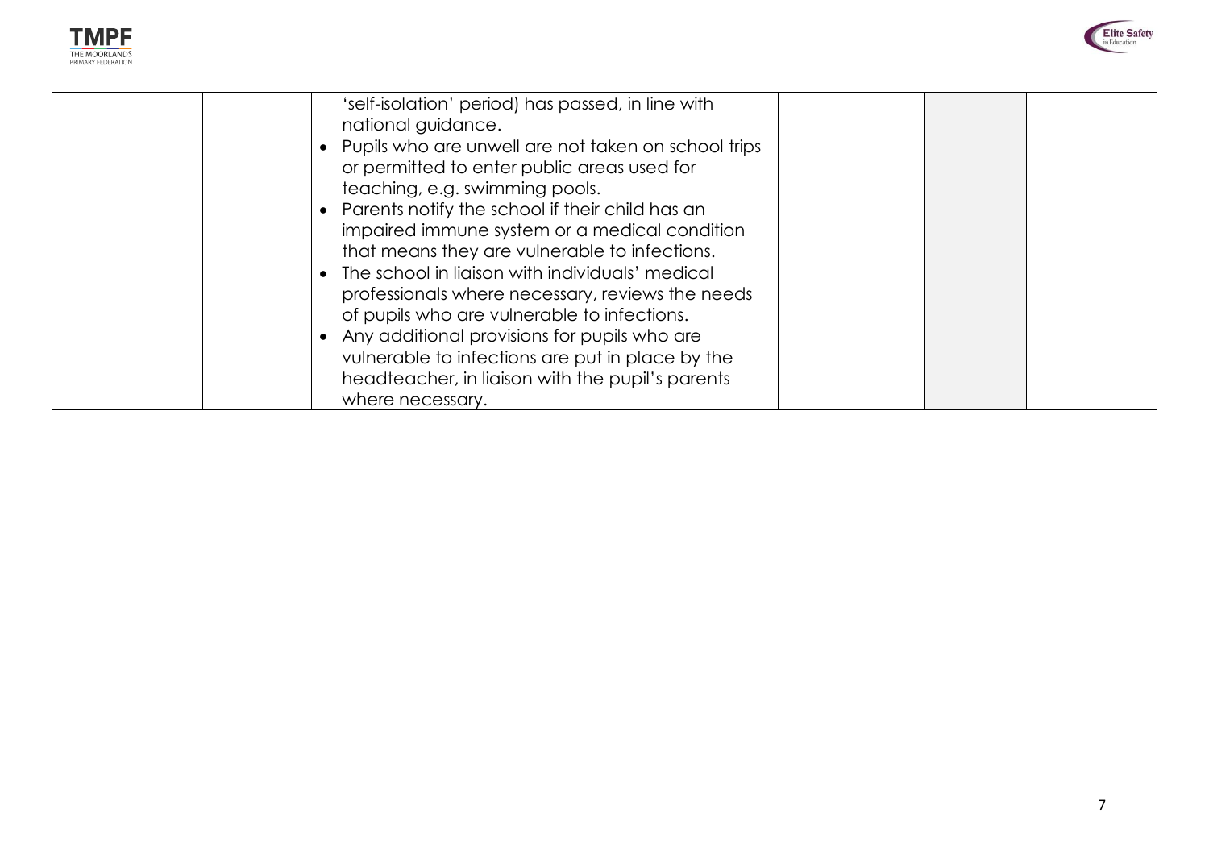| | | | | | |
|---|---|---|---|---|---|
| | | 'self-isolation' period) has passed, in line with national guidance.<br>• Pupils who are unwell are not taken on school trips or permitted to enter public areas used for teaching, e.g. swimming pools.<br>• Parents notify the school if their child has an impaired immune system or a medical condition that means they are vulnerable to infections.<br>• The school in liaison with individuals' medical professionals where necessary, reviews the needs of pupils who are vulnerable to infections.<br>• Any additional provisions for pupils who are vulnerable to infections are put in place by the headteacher, in liaison with the pupil's parents where necessary. | | | |